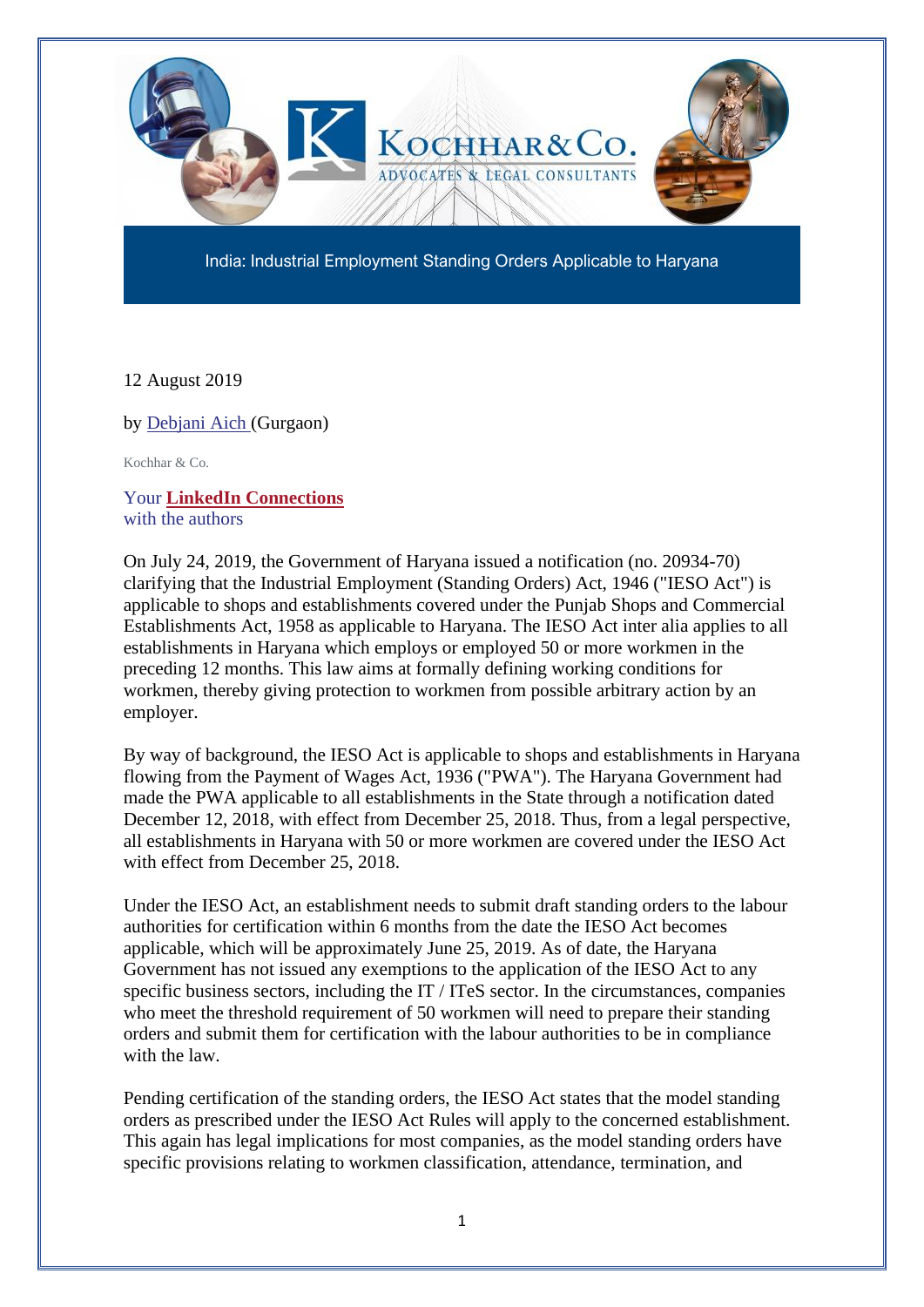Kochhar & Co.
Advocates & Legal Consultants

# India: Industrial Employment Standing Orders Applicable to Haryana

12 August 2019

by Debjani Aich (Gurgaon)

Kochhar & Co.

Your **LinkedIn Connections** with the authors

On July 24, 2019, the Government of Haryana issued a notification (no. 20934-70) clarifying that the Industrial Employment (Standing Orders) Act, 1946 ("IESO Act") is applicable to shops and establishments covered under the Punjab Shops and Commercial Establishments Act, 1958 as applicable to Haryana. The IESO Act inter alia applies to all establishments in Haryana which employs or employed 50 or more workmen in the preceding 12 months. This law aims at formally defining working conditions for workmen, thereby giving protection to workmen from possible arbitrary action by an employer.

By way of background, the IESO Act is applicable to shops and establishments in Haryana flowing from the Payment of Wages Act, 1936 ("PWA"). The Haryana Government had made the PWA applicable to all establishments in the State through a notification dated December 12, 2018, with effect from December 25, 2018. Thus, from a legal perspective, all establishments in Haryana with 50 or more workmen are covered under the IESO Act with effect from December 25, 2018.

Under the IESO Act, an establishment needs to submit draft standing orders to the labour authorities for certification within 6 months from the date the IESO Act becomes applicable, which will be approximately June 25, 2019. As of date, the Haryana Government has not issued any exemptions to the application of the IESO Act to any specific business sectors, including the IT / ITeS sector. In the circumstances, companies who meet the threshold requirement of 50 workmen will need to prepare their standing orders and submit them for certification with the labour authorities to be in compliance with the law.

Pending certification of the standing orders, the IESO Act states that the model standing orders as prescribed under the IESO Act Rules will apply to the concerned establishment. This again has legal implications for most companies, as the model standing orders have specific provisions relating to workmen classification, attendance, termination, and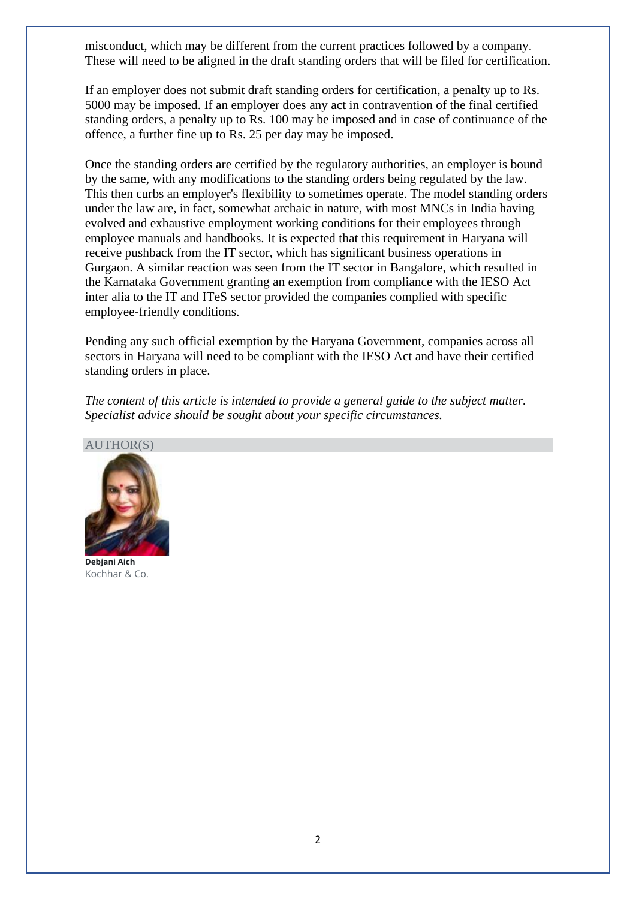misconduct, which may be different from the current practices followed by a company. These will need to be aligned in the draft standing orders that will be filed for certification.

If an employer does not submit draft standing orders for certification, a penalty up to Rs. 5000 may be imposed. If an employer does any act in contravention of the final certified standing orders, a penalty up to Rs. 100 may be imposed and in case of continuance of the offence, a further fine up to Rs. 25 per day may be imposed.

Once the standing orders are certified by the regulatory authorities, an employer is bound by the same, with any modifications to the standing orders being regulated by the law. This then curbs an employer's flexibility to sometimes operate. The model standing orders under the law are, in fact, somewhat archaic in nature, with most MNCs in India having evolved and exhaustive employment working conditions for their employees through employee manuals and handbooks. It is expected that this requirement in Haryana will receive pushback from the IT sector, which has significant business operations in Gurgaon. A similar reaction was seen from the IT sector in Bangalore, which resulted in the Karnataka Government granting an exemption from compliance with the IESO Act inter alia to the IT and ITeS sector provided the companies complied with specific employee-friendly conditions.

Pending any such official exemption by the Haryana Government, companies across all sectors in Haryana will need to be compliant with the IESO Act and have their certified standing orders in place.

*The content of this article is intended to provide a general guide to the subject matter. Specialist advice should be sought about your specific circumstances.*

AUTHOR(S)

**Debjani Aich**
Kochhar & Co.